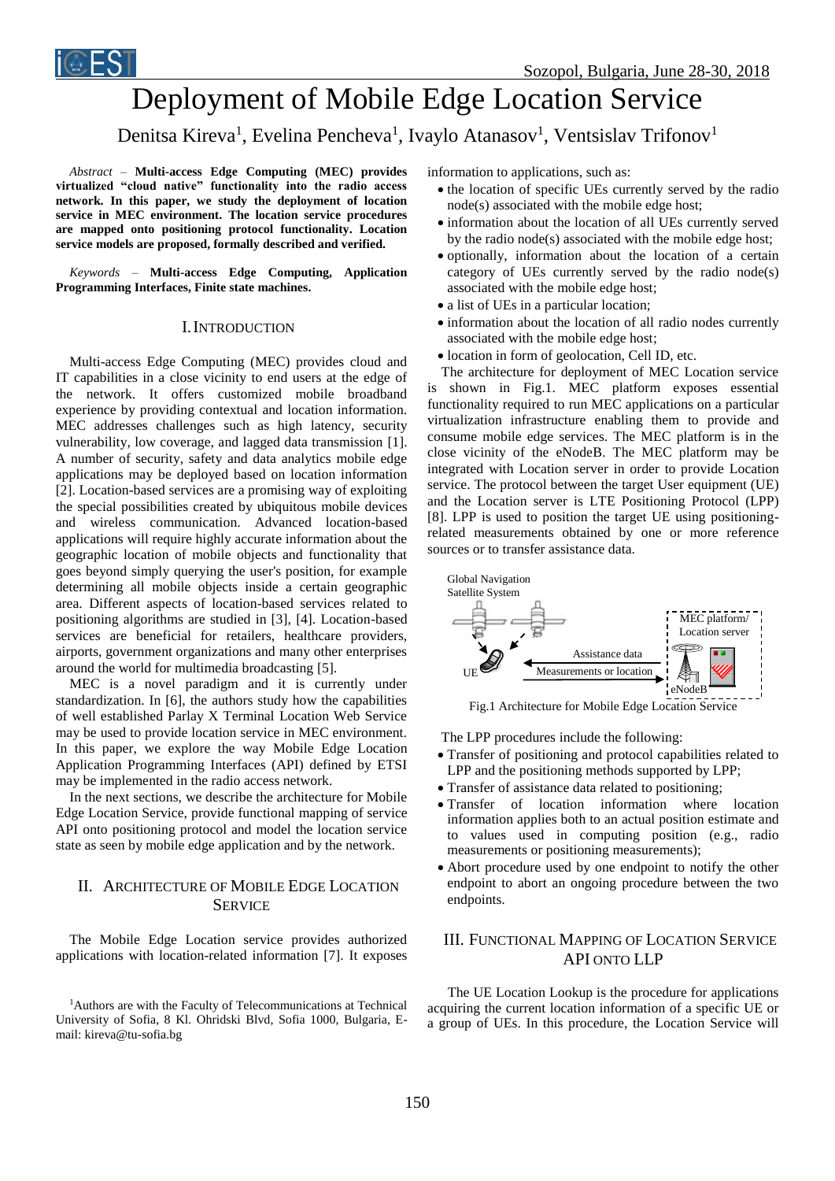# Deployment of Mobile Edge Location Service

Denitsa Kireva[1], Evelina Pencheva[1], Ivaylo Atanasov[1], Ventsislav Trifonov[1]

*Abstract* – **Multi-access Edge Computing (MEC) provides virtualized "cloud native" functionality into the radio access network. In this paper, we study the deployment of location service in MEC environment. The location service procedures are mapped onto positioning protocol functionality. Location service models are proposed, formally described and verified.**

*Keywords* – **Multi-access Edge Computing, Application Programming Interfaces, Finite state machines.**

## I. Introduction

Multi-access Edge Computing (MEC) provides cloud and IT capabilities in a close vicinity to end users at the edge of the network. It offers customized mobile broadband experience by providing contextual and location information. MEC addresses challenges such as high latency, security vulnerability, low coverage, and lagged data transmission [1]. A number of security, safety and data analytics mobile edge applications may be deployed based on location information [2]. Location-based services are a promising way of exploiting the special possibilities created by ubiquitous mobile devices and wireless communication. Advanced location-based applications will require highly accurate information about the geographic location of mobile objects and functionality that goes beyond simply querying the user's position, for example determining all mobile objects inside a certain geographic area. Different aspects of location-based services related to positioning algorithms are studied in [3], [4]. Location-based services are beneficial for retailers, healthcare providers, airports, government organizations and many other enterprises around the world for multimedia broadcasting [5].

MEC is a novel paradigm and it is currently under standardization. In [6], the authors study how the capabilities of well established Parlay X Terminal Location Web Service may be used to provide location service in MEC environment. In this paper, we explore the way Mobile Edge Location Application Programming Interfaces (API) defined by ETSI may be implemented in the radio access network.

In the next sections, we describe the architecture for Mobile Edge Location Service, provide functional mapping of service API onto positioning protocol and model the location service state as seen by mobile edge application and by the network.

## II. Architecture of Mobile Edge Location Service

The Mobile Edge Location service provides authorized applications with location-related information [7]. It exposes information to applications, such as:

- the location of specific UEs currently served by the radio node(s) associated with the mobile edge host;
- information about the location of all UEs currently served by the radio node(s) associated with the mobile edge host;
- optionally, information about the location of a certain category of UEs currently served by the radio node(s) associated with the mobile edge host;
- a list of UEs in a particular location;
- information about the location of all radio nodes currently associated with the mobile edge host;
- location in form of geolocation, Cell ID, etc.

The architecture for deployment of MEC Location service is shown in Fig.1. MEC platform exposes essential functionality required to run MEC applications on a particular virtualization infrastructure enabling them to provide and consume mobile edge services. The MEC platform is in the close vicinity of the eNodeB. The MEC platform may be integrated with Location server in order to provide Location service. The protocol between the target User equipment (UE) and the Location server is LTE Positioning Protocol (LPP) [8]. LPP is used to position the target UE using positioning-related measurements obtained by one or more reference sources or to transfer assistance data.

Global Navigation Satellite System | MEC platform/ Location server | UE | Assistance data | Measurements or location | eNodeB

Fig.1 Architecture for Mobile Edge Location Service

The LPP procedures include the following:

- Transfer of positioning and protocol capabilities related to LPP and the positioning methods supported by LPP;
- Transfer of assistance data related to positioning;
- Transfer of location information where location information applies both to an actual position estimate and to values used in computing position (e.g., radio measurements or positioning measurements);
- Abort procedure used by one endpoint to notify the other endpoint to abort an ongoing procedure between the two endpoints.

## III. Functional Mapping of Location Service API onto LLP

The UE Location Lookup is the procedure for applications acquiring the current location information of a specific UE or a group of UEs. In this procedure, the Location Service will

[1]Authors are with the Faculty of Telecommunications at Technical University of Sofia, 8 Kl. Ohridski Blvd, Sofia 1000, Bulgaria, E-mail: kireva@tu-sofia.bg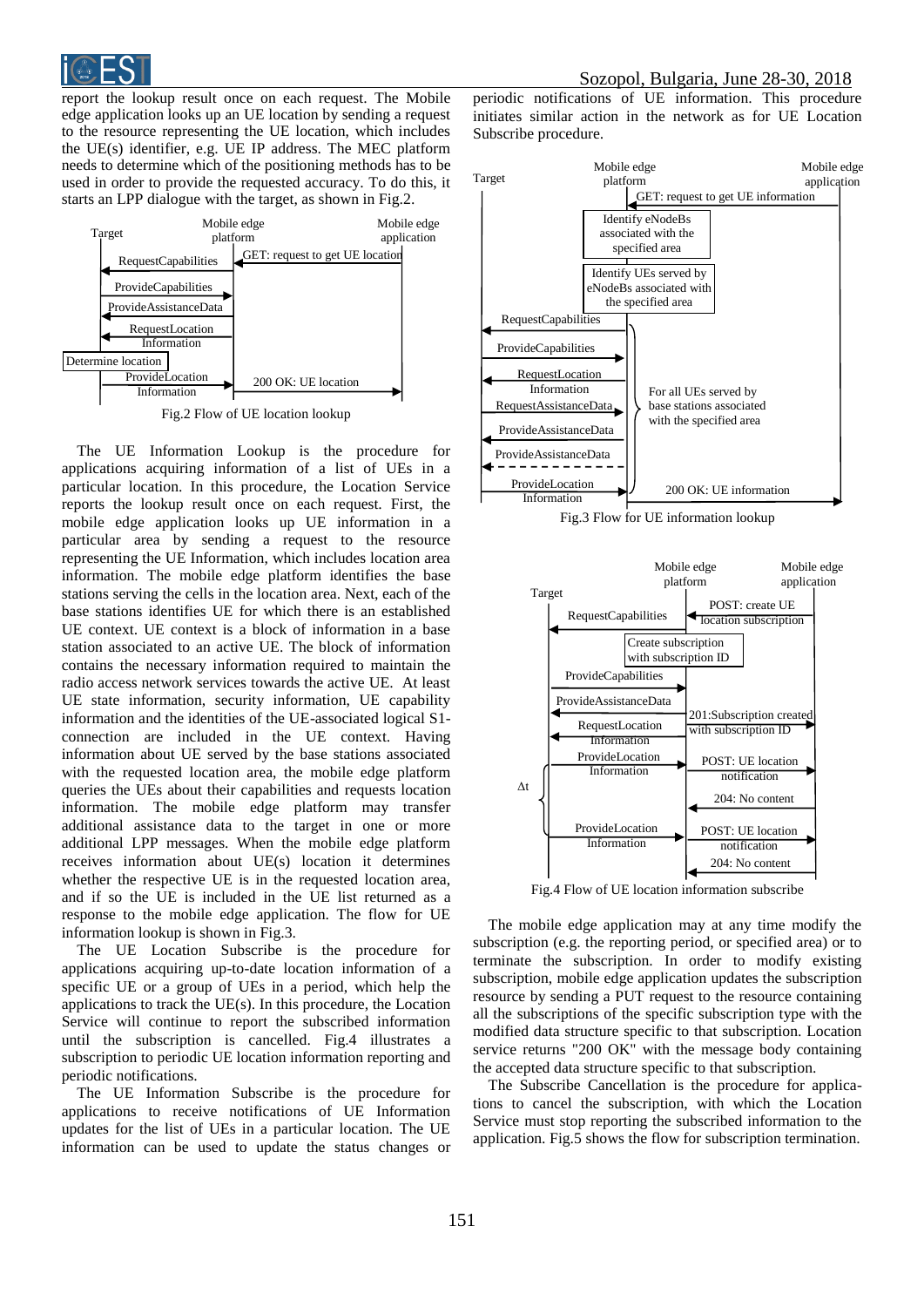report the lookup result once on each request. The Mobile edge application looks up an UE location by sending a request to the resource representing the UE location, which includes the UE(s) identifier, e.g. UE IP address. The MEC platform needs to determine which of the positioning methods has to be used in order to provide the requested accuracy. To do this, it starts an LPP dialogue with the target, as shown in Fig.2.

Fig.2 Flow of UE location lookup

The UE Information Lookup is the procedure for applications acquiring information of a list of UEs in a particular location. In this procedure, the Location Service reports the lookup result once on each request. First, the mobile edge application looks up UE information in a particular area by sending a request to the resource representing the UE Information, which includes location area information. The mobile edge platform identifies the base stations serving the cells in the location area. Next, each of the base stations identifies UE for which there is an established UE context. UE context is a block of information in a base station associated to an active UE. The block of information contains the necessary information required to maintain the radio access network services towards the active UE. At least UE state information, security information, UE capability information and the identities of the UE-associated logical S1-connection are included in the UE context. Having information about UE served by the base stations associated with the requested location area, the mobile edge platform queries the UEs about their capabilities and requests location information. The mobile edge platform may transfer additional assistance data to the target in one or more additional LPP messages. When the mobile edge platform receives information about UE(s) location it determines whether the respective UE is in the requested location area, and if so the UE is included in the UE list returned as a response to the mobile edge application. The flow for UE information lookup is shown in Fig.3.

The UE Location Subscribe is the procedure for applications acquiring up-to-date location information of a specific UE or a group of UEs in a period, which help the applications to track the UE(s). In this procedure, the Location Service will continue to report the subscribed information until the subscription is cancelled. Fig.4 illustrates a subscription to periodic UE location information reporting and periodic notifications.

The UE Information Subscribe is the procedure for applications to receive notifications of UE Information updates for the list of UEs in a particular location. The UE information can be used to update the status changes or periodic notifications of UE information. This procedure initiates similar action in the network as for UE Location Subscribe procedure.

Fig.3 Flow for UE information lookup

Fig.4 Flow of UE location information subscribe

The mobile edge application may at any time modify the subscription (e.g. the reporting period, or specified area) or to terminate the subscription. In order to modify existing subscription, mobile edge application updates the subscription resource by sending a PUT request to the resource containing all the subscriptions of the specific subscription type with the modified data structure specific to that subscription. Location service returns "200 OK" with the message body containing the accepted data structure specific to that subscription.

The Subscribe Cancellation is the procedure for applications to cancel the subscription, with which the Location Service must stop reporting the subscribed information to the application. Fig.5 shows the flow for subscription termination.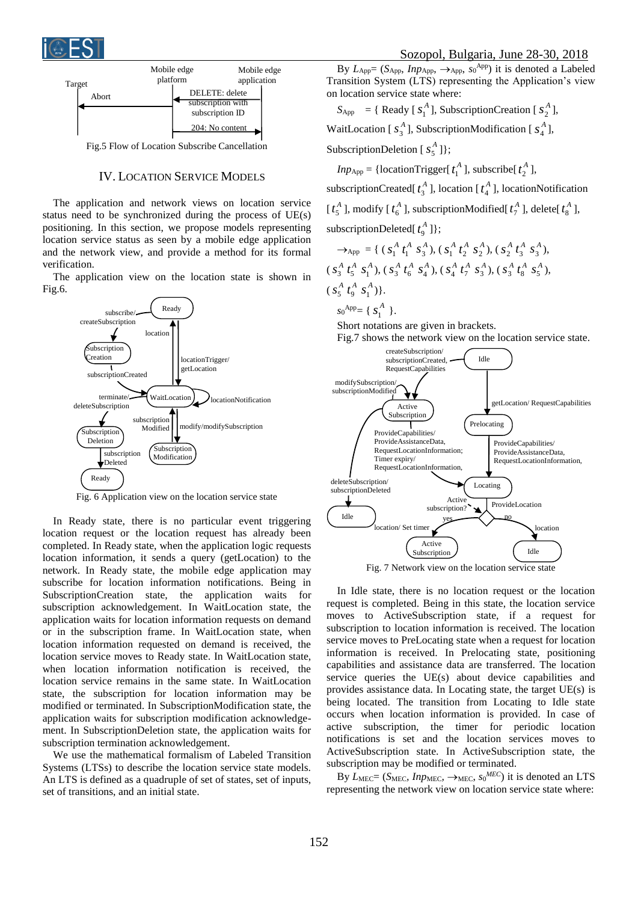Fig.5 Flow of Location Subscribe Cancellation

## IV. Location Service Models

The application and network views on location service status need to be synchronized during the process of UE(s) positioning. In this section, we propose models representing location service status as seen by a mobile edge application and the network view, and provide a method for its formal verification.

The application view on the location state is shown in Fig.6.

Fig. 6 Application view on the location service state

In Ready state, there is no particular event triggering location request or the location request has already been completed. In Ready state, when the application logic requests location information, it sends a query (getLocation) to the network. In Ready state, the mobile edge application may subscribe for location information notifications. Being in SubscriptionCreation state, the application waits for subscription acknowledgement. In WaitLocation state, the application waits for location information requests on demand or in the subscription frame. In WaitLocation state, when location information requested on demand is received, the location service moves to Ready state. In WaitLocation state, when location information notification is received, the location service remains in the same state. In WaitLocation state, the subscription for location information may be modified or terminated. In SubscriptionModification state, the application waits for subscription modification acknowledgement. In SubscriptionDeletion state, the application waits for subscription termination acknowledgement.

We use the mathematical formalism of Labeled Transition Systems (LTSs) to describe the location service state models. An LTS is defined as a quadruple of set of states, set of inputs, set of transitions, and an initial state.

By $L_{\text{App}} = (S_{\text{App}}, Inp_{\text{App}}, \rightarrow_{\text{App}}, s_0^{\text{App}})$ it is denoted a Labeled Transition System (LTS) representing the Application's view on location service state where:

$S_{\text{App}}$ = { Ready [ $s_1^A$ ], SubscriptionCreation [ $s_2^A$ ], WaitLocation [ $s_3^A$ ], SubscriptionModification [ $s_4^A$ ], SubscriptionDeletion [ $s_5^A$ ]};

$Inp_{\text{App}}$ = {locationTrigger[ $t_1^A$ ], subscribe[ $t_2^A$ ], subscriptionCreated[ $t_3^A$ ], location [ $t_4^A$ ], locationNotification [ $t_5^A$ ], modify [ $t_6^A$ ], subscriptionModified[ $t_7^A$ ], delete[ $t_8^A$ ], subscriptionDeleted[ $t_9^A$ ]};

$\rightarrow_{\text{App}}$ = { ( $s_1^A\ t_1^A\ s_3^A$ ), ( $s_1^A\ t_2^A\ s_2^A$ ), ( $s_2^A\ t_3^A\ s_3^A$ ), ( $s_3^A\ t_5^A\ s_1^A$ ), ( $s_3^A\ t_6^A\ s_4^A$ ), ( $s_4^A\ t_7^A\ s_3^A$ ), ( $s_3^A\ t_8^A\ s_5^A$ ), ( $s_5^A\ t_9^A\ s_1^A$ )}.

$s_0^{\text{App}}$ = { $s_1^A$ }.

Short notations are given in brackets.

Fig.7 shows the network view on the location service state.

Fig. 7 Network view on the location service state

In Idle state, there is no location request or the location request is completed. Being in this state, the location service moves to ActiveSubscription state, if a request for subscription to location information is received. The location service moves to PreLocating state when a request for location information is received. In Prelocating state, positioning capabilities and assistance data are transferred. The location service queries the UE(s) about device capabilities and provides assistance data. In Locating state, the target UE(s) is being located. The transition from Locating to Idle state occurs when location information is provided. In case of active subscription, the timer for periodic location notifications is set and the location services moves to ActiveSubscription state. In ActiveSubscription state, the subscription may be modified or terminated.

By $L_{\text{MEC}} = (S_{\text{MEC}}, Inp_{\text{MEC}}, \rightarrow_{\text{MEC}}, s_0^{MEC})$ it is denoted an LTS representing the network view on location service state where: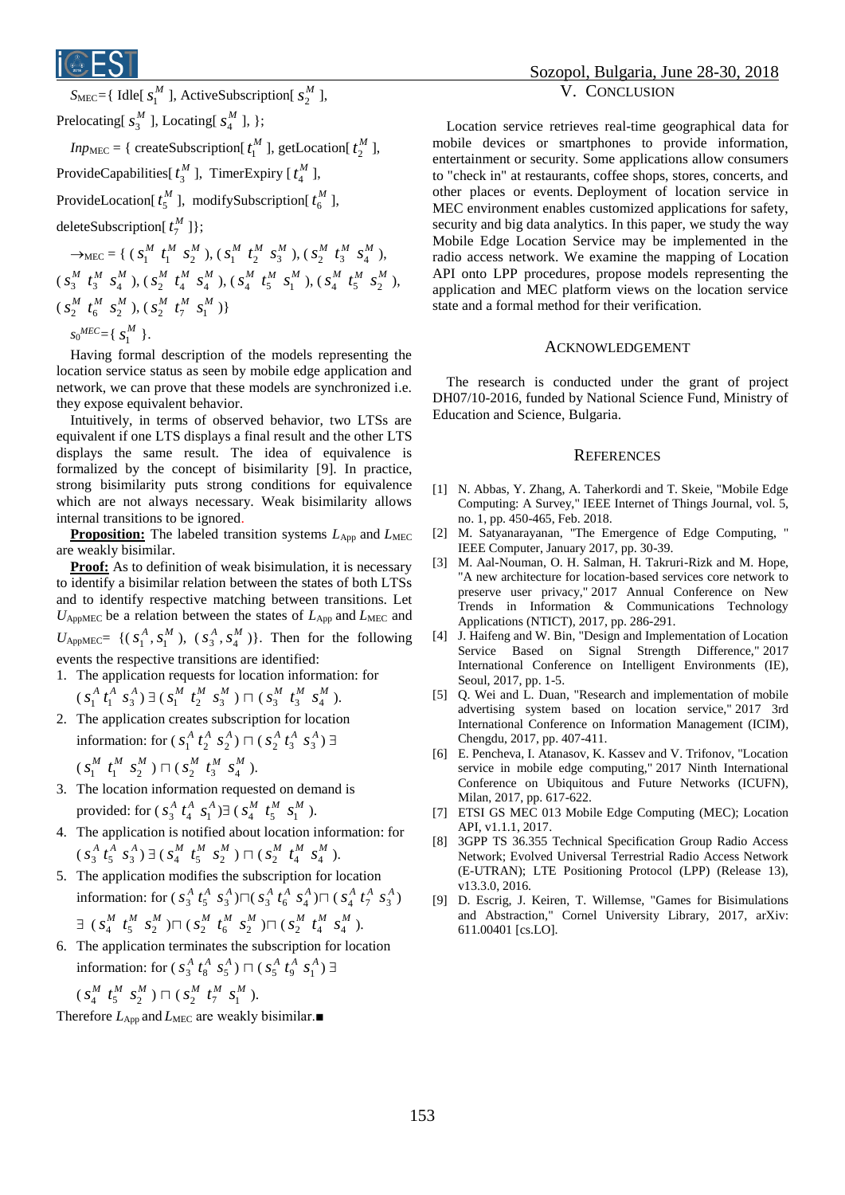$S_{MEC}$={ Idle[ $s_1^M$ ], ActiveSubscription[ $s_2^M$ ], Prelocating[ $s_3^M$ ], Locating[ $s_4^M$ ], };

$Inp_{MEC}$ = { createSubscription[ $t_1^M$ ], getLocation[ $t_2^M$ ], ProvideCapabilities[ $t_3^M$ ], TimerExpiry [ $t_4^M$ ], ProvideLocation[ $t_5^M$ ], modifySubscription[ $t_6^M$ ], deleteSubscription[ $t_7^M$ ]};

$\rightarrow_{MEC}$ = { ( $s_1^M$ $t_1^M$ $s_2^M$ ), ( $s_1^M$ $t_2^M$ $s_3^M$ ), ( $s_2^M$ $t_3^M$ $s_4^M$ ), ( $s_3^M$ $t_3^M$ $s_4^M$ ), ( $s_2^M$ $t_4^M$ $s_4^M$ ), ( $s_4^M$ $t_5^M$ $s_1^M$ ), ( $s_4^M$ $t_5^M$ $s_2^M$ ), ( $s_2^M$ $t_6^M$ $s_2^M$ ), ( $s_2^M$ $t_7^M$ $s_1^M$ )}

$s_0^{MEC}$={ $s_1^M$ }.

Having formal description of the models representing the location service status as seen by mobile edge application and network, we can prove that these models are synchronized i.e. they expose equivalent behavior.

Intuitively, in terms of observed behavior, two LTSs are equivalent if one LTS displays a final result and the other LTS displays the same result. The idea of equivalence is formalized by the concept of bisimilarity [9]. In practice, strong bisimilarity puts strong conditions for equivalence which are not always necessary. Weak bisimilarity allows internal transitions to be ignored.

**Proposition:** The labeled transition systems $L_{App}$ and $L_{MEC}$ are weakly bisimilar.

**Proof:** As to definition of weak bisimulation, it is necessary to identify a bisimilar relation between the states of both LTSs and to identify respective matching between transitions. Let $U_{AppMEC}$ be a relation between the states of $L_{App}$ and $L_{MEC}$ and $U_{AppMEC}$= {( $s_1^A, s_1^M$ ), ( $s_3^A, s_4^M$ )}. Then for the following events the respective transitions are identified:

1. The application requests for location information: for ( $s_1^A$ $t_1^A$ $s_3^A$ ) ∃ ( $s_1^M$ $t_2^M$ $s_3^M$ ) ⊓ ( $s_3^M$ $t_3^M$ $s_4^M$ ).
2. The application creates subscription for location information: for ( $s_1^A$ $t_2^A$ $s_2^A$ ) ⊓ ( $s_2^A$ $t_3^A$ $s_3^A$ ) ∃ ( $s_1^M$ $t_1^M$ $s_2^M$ ) ⊓ ( $s_2^M$ $t_3^M$ $s_4^M$ ).
3. The location information requested on demand is provided: for ( $s_3^A$ $t_4^A$ $s_1^A$ )∃ ( $s_4^M$ $t_5^M$ $s_1^M$ ).
4. The application is notified about location information: for ( $s_3^A$ $t_5^A$ $s_3^A$ ) ∃ ( $s_4^M$ $t_5^M$ $s_2^M$ ) ⊓ ( $s_2^M$ $t_4^M$ $s_4^M$ ).
5. The application modifies the subscription for location information: for ( $s_3^A$ $t_5^A$ $s_3^A$ )⊓( $s_3^A$ $t_6^A$ $s_4^A$ )⊓ ( $s_4^A$ $t_7^A$ $s_3^A$ ) ∃ ( $s_4^M$ $t_5^M$ $s_2^M$ )⊓ ( $s_2^M$ $t_6^M$ $s_2^M$ )⊓ ( $s_2^M$ $t_4^M$ $s_4^M$ ).
6. The application terminates the subscription for location information: for ( $s_3^A$ $t_8^A$ $s_5^A$ ) ⊓ ( $s_5^A$ $t_9^A$ $s_1^A$ ) ∃ ( $s_4^M$ $t_5^M$ $s_2^M$ ) ⊓ ( $s_2^M$ $t_7^M$ $s_1^M$ ).

Therefore $L_{App}$ and $L_{MEC}$ are weakly bisimilar.■

## V. Conclusion

Location service retrieves real-time geographical data for mobile devices or smartphones to provide information, entertainment or security. Some applications allow consumers to "check in" at restaurants, coffee shops, stores, concerts, and other places or events. Deployment of location service in MEC environment enables customized applications for safety, security and big data analytics. In this paper, we study the way Mobile Edge Location Service may be implemented in the radio access network. We examine the mapping of Location API onto LPP procedures, propose models representing the application and MEC platform views on the location service state and a formal method for their verification.

## Acknowledgement

The research is conducted under the grant of project DH07/10-2016, funded by National Science Fund, Ministry of Education and Science, Bulgaria.

## References

[1] N. Abbas, Y. Zhang, A. Taherkordi and T. Skeie, "Mobile Edge Computing: A Survey," IEEE Internet of Things Journal, vol. 5, no. 1, pp. 450-465, Feb. 2018.

[2] M. Satyanarayanan, "The Emergence of Edge Computing, " IEEE Computer, January 2017, pp. 30-39.

[3] M. Aal-Nouman, O. H. Salman, H. Takruri-Rizk and M. Hope, "A new architecture for location-based services core network to preserve user privacy," 2017 Annual Conference on New Trends in Information & Communications Technology Applications (NTICT), 2017, pp. 286-291.

[4] J. Haifeng and W. Bin, "Design and Implementation of Location Service Based on Signal Strength Difference," 2017 International Conference on Intelligent Environments (IE), Seoul, 2017, pp. 1-5.

[5] Q. Wei and L. Duan, "Research and implementation of mobile advertising system based on location service," 2017 3rd International Conference on Information Management (ICIM), Chengdu, 2017, pp. 407-411.

[6] E. Pencheva, I. Atanasov, K. Kassev and V. Trifonov, "Location service in mobile edge computing," 2017 Ninth International Conference on Ubiquitous and Future Networks (ICUFN), Milan, 2017, pp. 617-622.

[7] ETSI GS MEC 013 Mobile Edge Computing (MEC); Location API, v1.1.1, 2017.

[8] 3GPP TS 36.355 Technical Specification Group Radio Access Network; Evolved Universal Terrestrial Radio Access Network (E-UTRAN); LTE Positioning Protocol (LPP) (Release 13), v13.3.0, 2016.

[9] D. Escrig, J. Keiren, T. Willemse, "Games for Bisimulations and Abstraction," Cornel University Library, 2017, arXiv: 611.00401 [cs.LO].